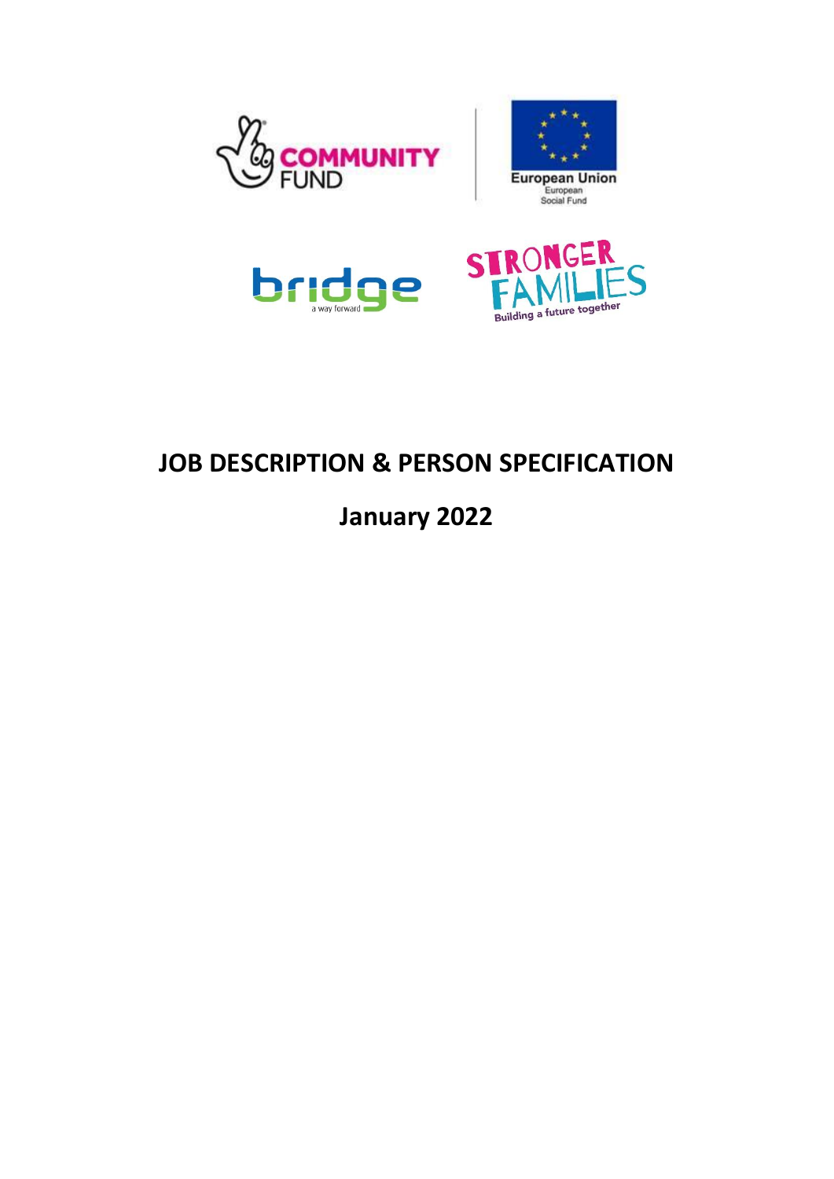# JOB DESCRIPTION & PERSON SPECIFICATION

## January 2022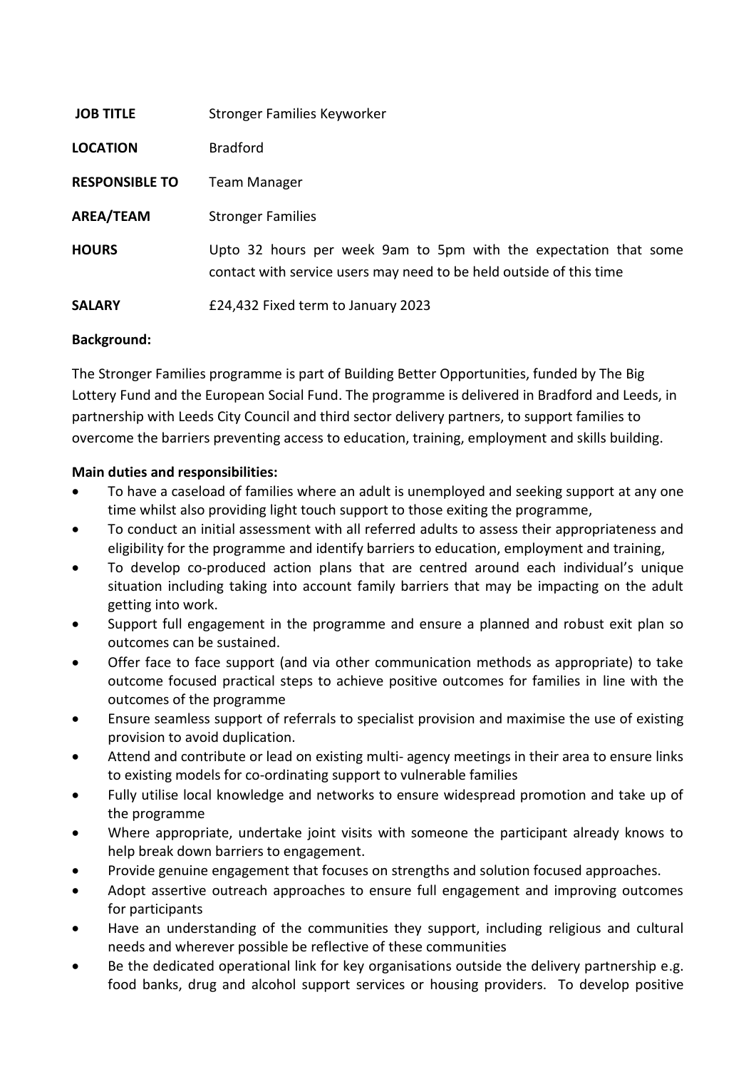| JOB TITLE | Stronger Families Keyworker |
| --- | --- |
| **LOCATION** | Bradford |
| **RESPONSIBLE TO** | Team Manager |
| **AREA/TEAM** | Stronger Families |
| **HOURS** | Upto 32 hours per week 9am to 5pm with the expectation that some contact with service users may need to be held outside of this time |
| **SALARY** | £24,432 Fixed term to January 2023 |

**Background:**

The Stronger Families programme is part of Building Better Opportunities, funded by The Big Lottery Fund and the European Social Fund. The programme is delivered in Bradford and Leeds, in partnership with Leeds City Council and third sector delivery partners, to support families to overcome the barriers preventing access to education, training, employment and skills building.

**Main duties and responsibilities:**

- To have a caseload of families where an adult is unemployed and seeking support at any one time whilst also providing light touch support to those exiting the programme,
- To conduct an initial assessment with all referred adults to assess their appropriateness and eligibility for the programme and identify barriers to education, employment and training,
- To develop co-produced action plans that are centred around each individual's unique situation including taking into account family barriers that may be impacting on the adult getting into work.
- Support full engagement in the programme and ensure a planned and robust exit plan so outcomes can be sustained.
- Offer face to face support (and via other communication methods as appropriate) to take outcome focused practical steps to achieve positive outcomes for families in line with the outcomes of the programme
- Ensure seamless support of referrals to specialist provision and maximise the use of existing provision to avoid duplication.
- Attend and contribute or lead on existing multi- agency meetings in their area to ensure links to existing models for co-ordinating support to vulnerable families
- Fully utilise local knowledge and networks to ensure widespread promotion and take up of the programme
- Where appropriate, undertake joint visits with someone the participant already knows to help break down barriers to engagement.
- Provide genuine engagement that focuses on strengths and solution focused approaches.
- Adopt assertive outreach approaches to ensure full engagement and improving outcomes for participants
- Have an understanding of the communities they support, including religious and cultural needs and wherever possible be reflective of these communities
- Be the dedicated operational link for key organisations outside the delivery partnership e.g. food banks, drug and alcohol support services or housing providers. To develop positive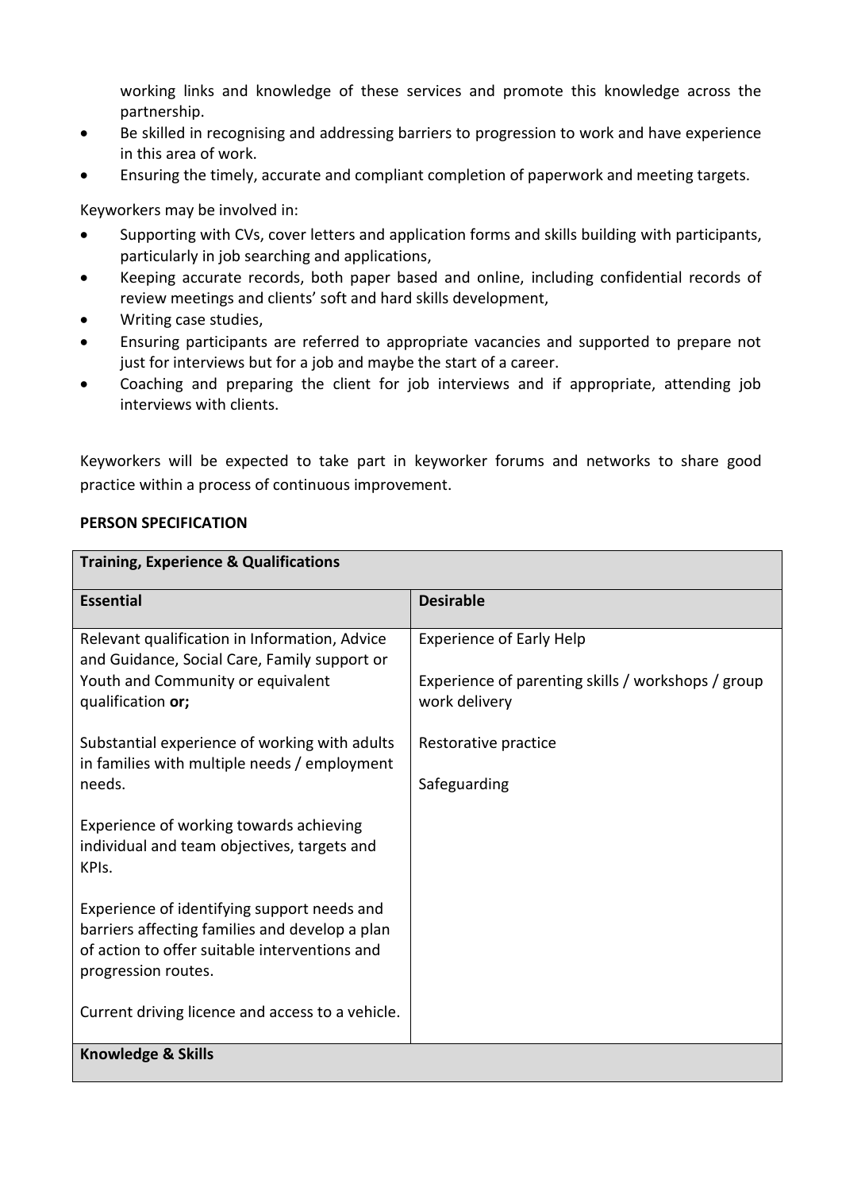working links and knowledge of these services and promote this knowledge across the partnership.

- Be skilled in recognising and addressing barriers to progression to work and have experience in this area of work.
- Ensuring the timely, accurate and compliant completion of paperwork and meeting targets.

Keyworkers may be involved in:

- Supporting with CVs, cover letters and application forms and skills building with participants, particularly in job searching and applications,
- Keeping accurate records, both paper based and online, including confidential records of review meetings and clients' soft and hard skills development,
- Writing case studies,
- Ensuring participants are referred to appropriate vacancies and supported to prepare not just for interviews but for a job and maybe the start of a career.
- Coaching and preparing the client for job interviews and if appropriate, attending job interviews with clients.

Keyworkers will be expected to take part in keyworker forums and networks to share good practice within a process of continuous improvement.

**PERSON SPECIFICATION**

| **Training, Experience & Qualifications** | |
|---|---|
| **Essential** | **Desirable** |
| Relevant qualification in Information, Advice and Guidance, Social Care, Family support or Youth and Community or equivalent qualification **or;**<br><br>Substantial experience of working with adults in families with multiple needs / employment needs.<br><br>Experience of working towards achieving individual and team objectives, targets and KPIs.<br><br>Experience of identifying support needs and barriers affecting families and develop a plan of action to offer suitable interventions and progression routes.<br><br>Current driving licence and access to a vehicle. | Experience of Early Help<br><br>Experience of parenting skills / workshops / group work delivery<br><br>Restorative practice<br><br>Safeguarding |
| **Knowledge & Skills** | |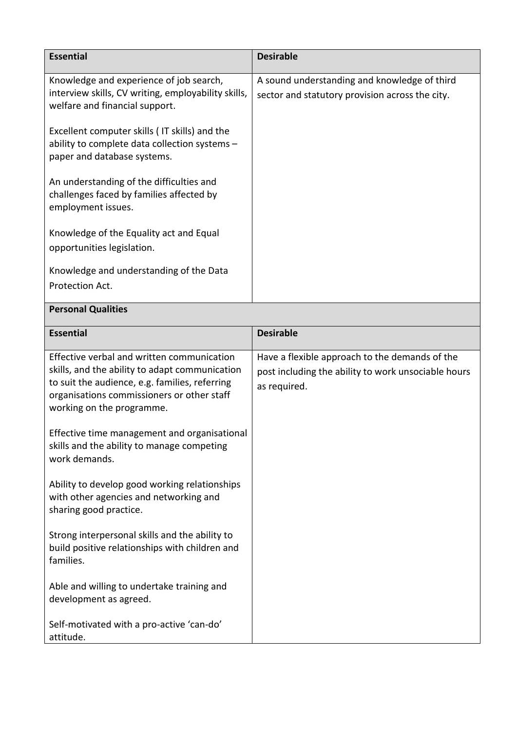| Essential | Desirable |
| --- | --- |
| Knowledge and experience of job search, interview skills, CV writing, employability skills, welfare and financial support.<br><br>Excellent computer skills ( IT skills) and the ability to complete data collection systems – paper and database systems.<br><br>An understanding of the difficulties and challenges faced by families affected by employment issues.<br><br>Knowledge of the Equality act and Equal opportunities legislation.<br><br>Knowledge and understanding of the Data Protection Act. | A sound understanding and knowledge of third sector and statutory provision across the city. |

**Personal Qualities**

| Essential | Desirable |
| --- | --- |
| Effective verbal and written communication skills, and the ability to adapt communication to suit the audience, e.g. families, referring organisations commissioners or other staff working on the programme.<br><br>Effective time management and organisational skills and the ability to manage competing work demands.<br><br>Ability to develop good working relationships with other agencies and networking and sharing good practice.<br><br>Strong interpersonal skills and the ability to build positive relationships with children and families.<br><br>Able and willing to undertake training and development as agreed.<br><br>Self-motivated with a pro-active 'can-do' attitude. | Have a flexible approach to the demands of the post including the ability to work unsociable hours as required. |